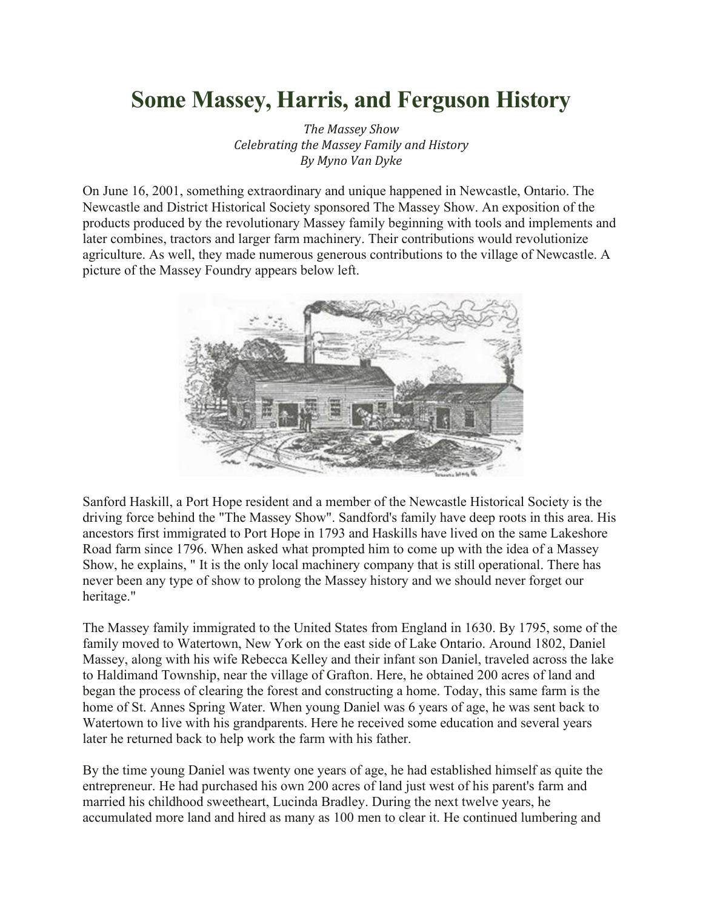# Some Massey, Harris, and Ferguson History

*The Massey Show*
*Celebrating the Massey Family and History*
*By Myno Van Dyke*

On June 16, 2001, something extraordinary and unique happened in Newcastle, Ontario. The Newcastle and District Historical Society sponsored The Massey Show. An exposition of the products produced by the revolutionary Massey family beginning with tools and implements and later combines, tractors and larger farm machinery. Their contributions would revolutionize agriculture. As well, they made numerous generous contributions to the village of Newcastle. A picture of the Massey Foundry appears below left.

Sanford Haskill, a Port Hope resident and a member of the Newcastle Historical Society is the driving force behind the "The Massey Show". Sandford's family have deep roots in this area. His ancestors first immigrated to Port Hope in 1793 and Haskills have lived on the same Lakeshore Road farm since 1796. When asked what prompted him to come up with the idea of a Massey Show, he explains, " It is the only local machinery company that is still operational. There has never been any type of show to prolong the Massey history and we should never forget our heritage."

The Massey family immigrated to the United States from England in 1630. By 1795, some of the family moved to Watertown, New York on the east side of Lake Ontario. Around 1802, Daniel Massey, along with his wife Rebecca Kelley and their infant son Daniel, traveled across the lake to Haldimand Township, near the village of Grafton. Here, he obtained 200 acres of land and began the process of clearing the forest and constructing a home. Today, this same farm is the home of St. Annes Spring Water. When young Daniel was 6 years of age, he was sent back to Watertown to live with his grandparents. Here he received some education and several years later he returned back to help work the farm with his father.

By the time young Daniel was twenty one years of age, he had established himself as quite the entrepreneur. He had purchased his own 200 acres of land just west of his parent's farm and married his childhood sweetheart, Lucinda Bradley. During the next twelve years, he accumulated more land and hired as many as 100 men to clear it. He continued lumbering and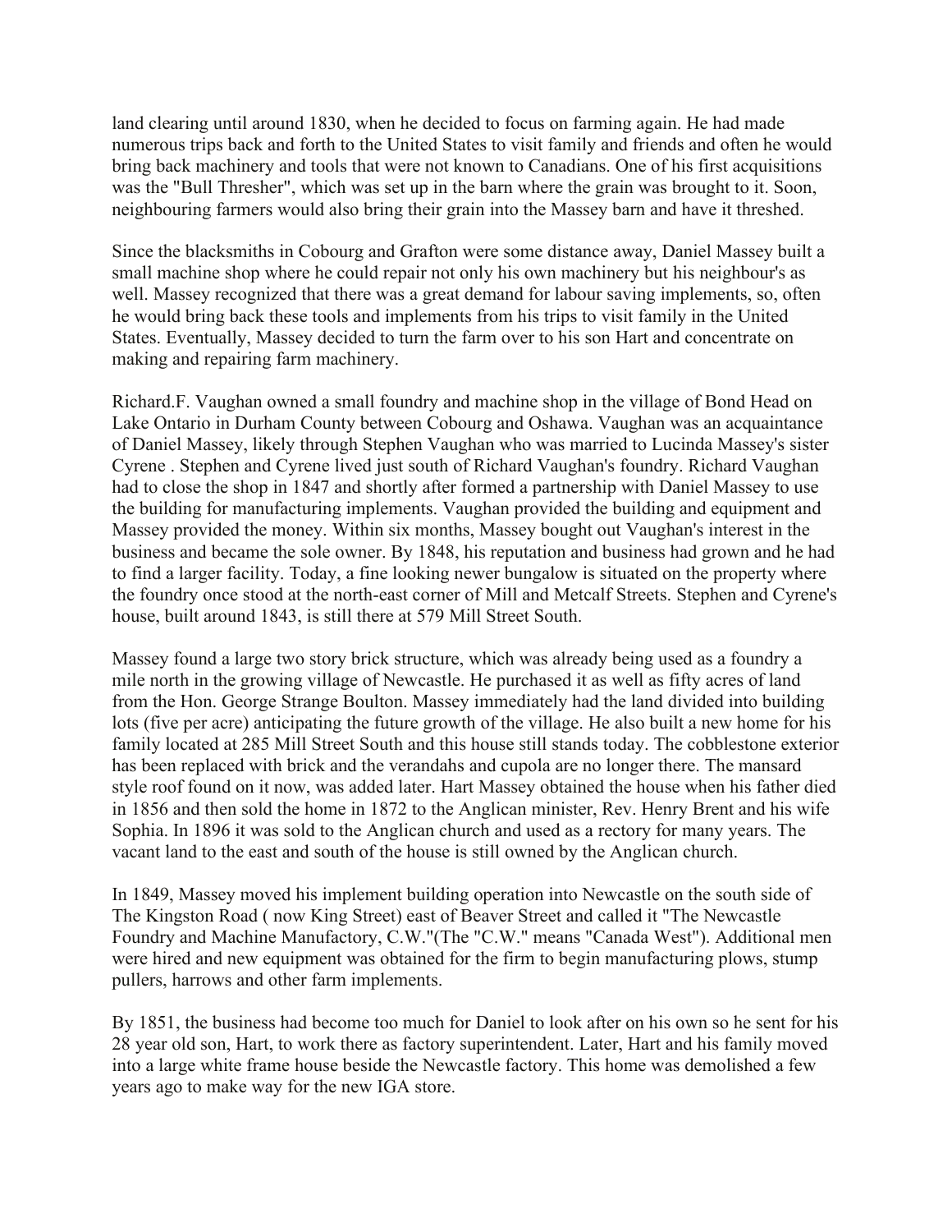land clearing until around 1830, when he decided to focus on farming again. He had made numerous trips back and forth to the United States to visit family and friends and often he would bring back machinery and tools that were not known to Canadians. One of his first acquisitions was the "Bull Thresher", which was set up in the barn where the grain was brought to it. Soon, neighbouring farmers would also bring their grain into the Massey barn and have it threshed.

Since the blacksmiths in Cobourg and Grafton were some distance away, Daniel Massey built a small machine shop where he could repair not only his own machinery but his neighbour's as well. Massey recognized that there was a great demand for labour saving implements, so, often he would bring back these tools and implements from his trips to visit family in the United States. Eventually, Massey decided to turn the farm over to his son Hart and concentrate on making and repairing farm machinery.

Richard.F. Vaughan owned a small foundry and machine shop in the village of Bond Head on Lake Ontario in Durham County between Cobourg and Oshawa. Vaughan was an acquaintance of Daniel Massey, likely through Stephen Vaughan who was married to Lucinda Massey's sister Cyrene . Stephen and Cyrene lived just south of Richard Vaughan's foundry. Richard Vaughan had to close the shop in 1847 and shortly after formed a partnership with Daniel Massey to use the building for manufacturing implements. Vaughan provided the building and equipment and Massey provided the money. Within six months, Massey bought out Vaughan's interest in the business and became the sole owner. By 1848, his reputation and business had grown and he had to find a larger facility. Today, a fine looking newer bungalow is situated on the property where the foundry once stood at the north-east corner of Mill and Metcalf Streets. Stephen and Cyrene's house, built around 1843, is still there at 579 Mill Street South.

Massey found a large two story brick structure, which was already being used as a foundry a mile north in the growing village of Newcastle. He purchased it as well as fifty acres of land from the Hon. George Strange Boulton. Massey immediately had the land divided into building lots (five per acre) anticipating the future growth of the village. He also built a new home for his family located at 285 Mill Street South and this house still stands today. The cobblestone exterior has been replaced with brick and the verandahs and cupola are no longer there. The mansard style roof found on it now, was added later. Hart Massey obtained the house when his father died in 1856 and then sold the home in 1872 to the Anglican minister, Rev. Henry Brent and his wife Sophia. In 1896 it was sold to the Anglican church and used as a rectory for many years. The vacant land to the east and south of the house is still owned by the Anglican church.

In 1849, Massey moved his implement building operation into Newcastle on the south side of The Kingston Road ( now King Street) east of Beaver Street and called it "The Newcastle Foundry and Machine Manufactory, C.W."(The "C.W." means "Canada West"). Additional men were hired and new equipment was obtained for the firm to begin manufacturing plows, stump pullers, harrows and other farm implements.

By 1851, the business had become too much for Daniel to look after on his own so he sent for his 28 year old son, Hart, to work there as factory superintendent. Later, Hart and his family moved into a large white frame house beside the Newcastle factory. This home was demolished a few years ago to make way for the new IGA store.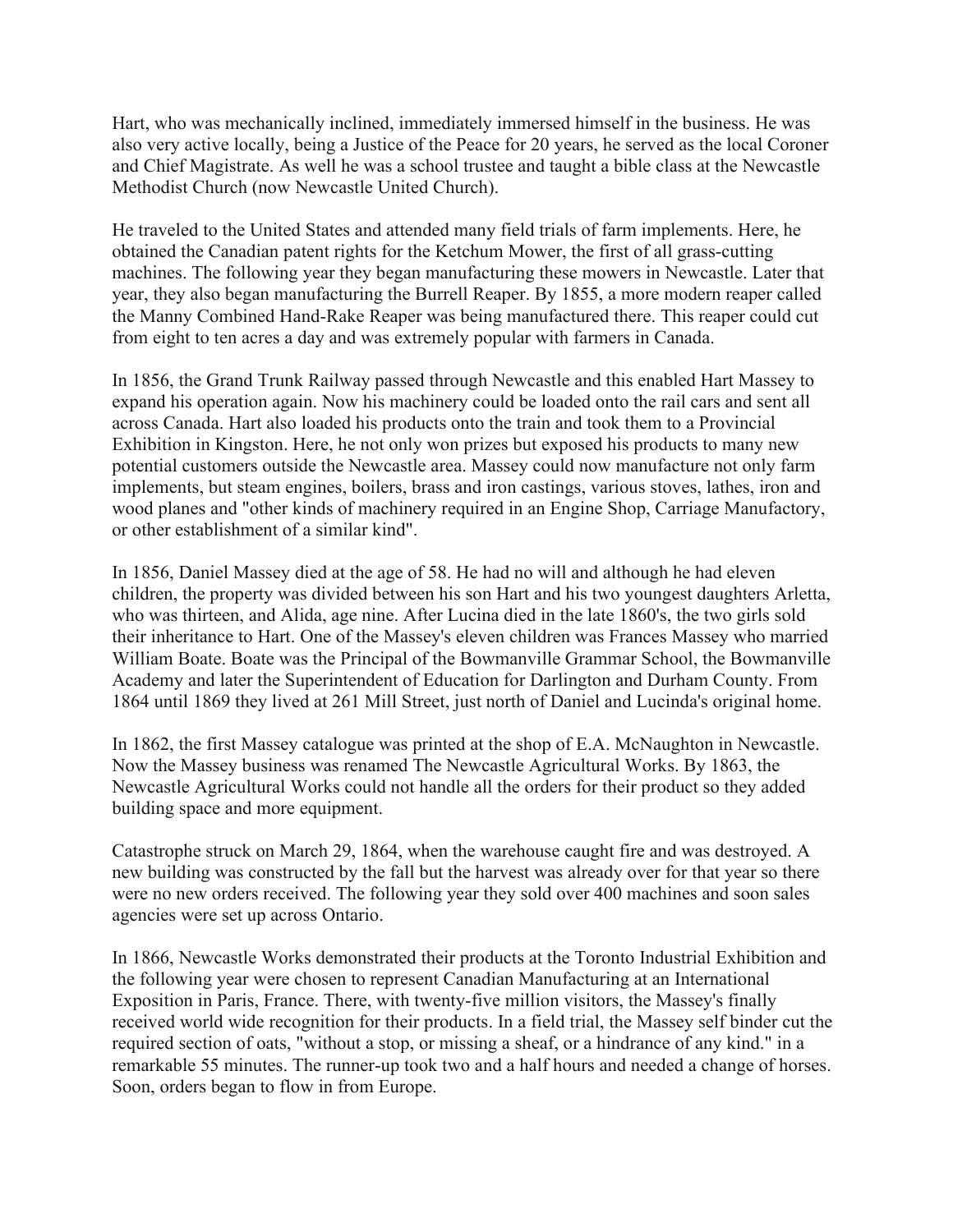Hart, who was mechanically inclined, immediately immersed himself in the business. He was also very active locally, being a Justice of the Peace for 20 years, he served as the local Coroner and Chief Magistrate. As well he was a school trustee and taught a bible class at the Newcastle Methodist Church (now Newcastle United Church).

He traveled to the United States and attended many field trials of farm implements. Here, he obtained the Canadian patent rights for the Ketchum Mower, the first of all grass-cutting machines. The following year they began manufacturing these mowers in Newcastle. Later that year, they also began manufacturing the Burrell Reaper. By 1855, a more modern reaper called the Manny Combined Hand-Rake Reaper was being manufactured there. This reaper could cut from eight to ten acres a day and was extremely popular with farmers in Canada.

In 1856, the Grand Trunk Railway passed through Newcastle and this enabled Hart Massey to expand his operation again. Now his machinery could be loaded onto the rail cars and sent all across Canada. Hart also loaded his products onto the train and took them to a Provincial Exhibition in Kingston. Here, he not only won prizes but exposed his products to many new potential customers outside the Newcastle area. Massey could now manufacture not only farm implements, but steam engines, boilers, brass and iron castings, various stoves, lathes, iron and wood planes and "other kinds of machinery required in an Engine Shop, Carriage Manufactory, or other establishment of a similar kind".

In 1856, Daniel Massey died at the age of 58. He had no will and although he had eleven children, the property was divided between his son Hart and his two youngest daughters Arletta, who was thirteen, and Alida, age nine. After Lucina died in the late 1860's, the two girls sold their inheritance to Hart. One of the Massey's eleven children was Frances Massey who married William Boate. Boate was the Principal of the Bowmanville Grammar School, the Bowmanville Academy and later the Superintendent of Education for Darlington and Durham County. From 1864 until 1869 they lived at 261 Mill Street, just north of Daniel and Lucinda's original home.

In 1862, the first Massey catalogue was printed at the shop of E.A. McNaughton in Newcastle. Now the Massey business was renamed The Newcastle Agricultural Works. By 1863, the Newcastle Agricultural Works could not handle all the orders for their product so they added building space and more equipment.

Catastrophe struck on March 29, 1864, when the warehouse caught fire and was destroyed. A new building was constructed by the fall but the harvest was already over for that year so there were no new orders received. The following year they sold over 400 machines and soon sales agencies were set up across Ontario.

In 1866, Newcastle Works demonstrated their products at the Toronto Industrial Exhibition and the following year were chosen to represent Canadian Manufacturing at an International Exposition in Paris, France. There, with twenty-five million visitors, the Massey's finally received world wide recognition for their products. In a field trial, the Massey self binder cut the required section of oats, "without a stop, or missing a sheaf, or a hindrance of any kind." in a remarkable 55 minutes. The runner-up took two and a half hours and needed a change of horses. Soon, orders began to flow in from Europe.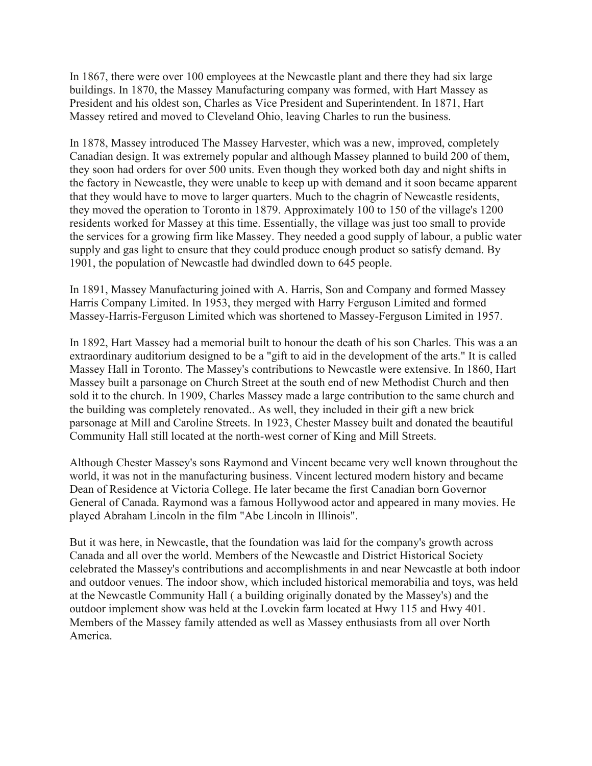In 1867, there were over 100 employees at the Newcastle plant and there they had six large buildings. In 1870, the Massey Manufacturing company was formed, with Hart Massey as President and his oldest son, Charles as Vice President and Superintendent. In 1871, Hart Massey retired and moved to Cleveland Ohio, leaving Charles to run the business.

In 1878, Massey introduced The Massey Harvester, which was a new, improved, completely Canadian design. It was extremely popular and although Massey planned to build 200 of them, they soon had orders for over 500 units. Even though they worked both day and night shifts in the factory in Newcastle, they were unable to keep up with demand and it soon became apparent that they would have to move to larger quarters. Much to the chagrin of Newcastle residents, they moved the operation to Toronto in 1879. Approximately 100 to 150 of the village's 1200 residents worked for Massey at this time. Essentially, the village was just too small to provide the services for a growing firm like Massey. They needed a good supply of labour, a public water supply and gas light to ensure that they could produce enough product so satisfy demand. By 1901, the population of Newcastle had dwindled down to 645 people.

In 1891, Massey Manufacturing joined with A. Harris, Son and Company and formed Massey Harris Company Limited. In 1953, they merged with Harry Ferguson Limited and formed Massey-Harris-Ferguson Limited which was shortened to Massey-Ferguson Limited in 1957.

In 1892, Hart Massey had a memorial built to honour the death of his son Charles. This was a an extraordinary auditorium designed to be a "gift to aid in the development of the arts." It is called Massey Hall in Toronto. The Massey's contributions to Newcastle were extensive. In 1860, Hart Massey built a parsonage on Church Street at the south end of new Methodist Church and then sold it to the church. In 1909, Charles Massey made a large contribution to the same church and the building was completely renovated.. As well, they included in their gift a new brick parsonage at Mill and Caroline Streets. In 1923, Chester Massey built and donated the beautiful Community Hall still located at the north-west corner of King and Mill Streets.

Although Chester Massey's sons Raymond and Vincent became very well known throughout the world, it was not in the manufacturing business. Vincent lectured modern history and became Dean of Residence at Victoria College. He later became the first Canadian born Governor General of Canada. Raymond was a famous Hollywood actor and appeared in many movies. He played Abraham Lincoln in the film "Abe Lincoln in Illinois".

But it was here, in Newcastle, that the foundation was laid for the company's growth across Canada and all over the world. Members of the Newcastle and District Historical Society celebrated the Massey's contributions and accomplishments in and near Newcastle at both indoor and outdoor venues. The indoor show, which included historical memorabilia and toys, was held at the Newcastle Community Hall ( a building originally donated by the Massey's) and the outdoor implement show was held at the Lovekin farm located at Hwy 115 and Hwy 401. Members of the Massey family attended as well as Massey enthusiasts from all over North America.